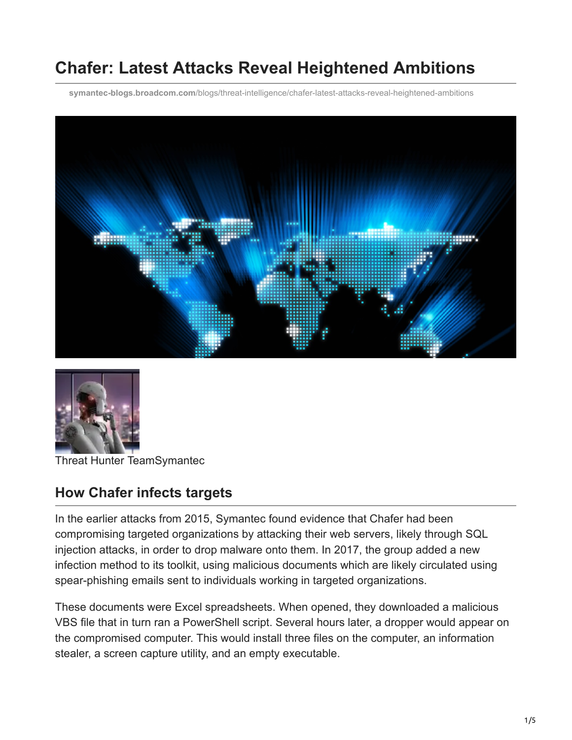# Chafer: Latest Attacks Reveal Heightened Ambitions

symantec-blogs.broadcom.com/blogs/threat-intelligence/chafer-latest-attacks-reveal-heightened-ambitions

Threat Hunter TeamSymantec

## How Chafer infects targets

In the earlier attacks from 2015, Symantec found evidence that Chafer had been compromising targeted organizations by attacking their web servers, likely through SQL injection attacks, in order to drop malware onto them. In 2017, the group added a new infection method to its toolkit, using malicious documents which are likely circulated using spear-phishing emails sent to individuals working in targeted organizations.

These documents were Excel spreadsheets. When opened, they downloaded a malicious VBS file that in turn ran a PowerShell script. Several hours later, a dropper would appear on the compromised computer. This would install three files on the computer, an information stealer, a screen capture utility, and an empty executable.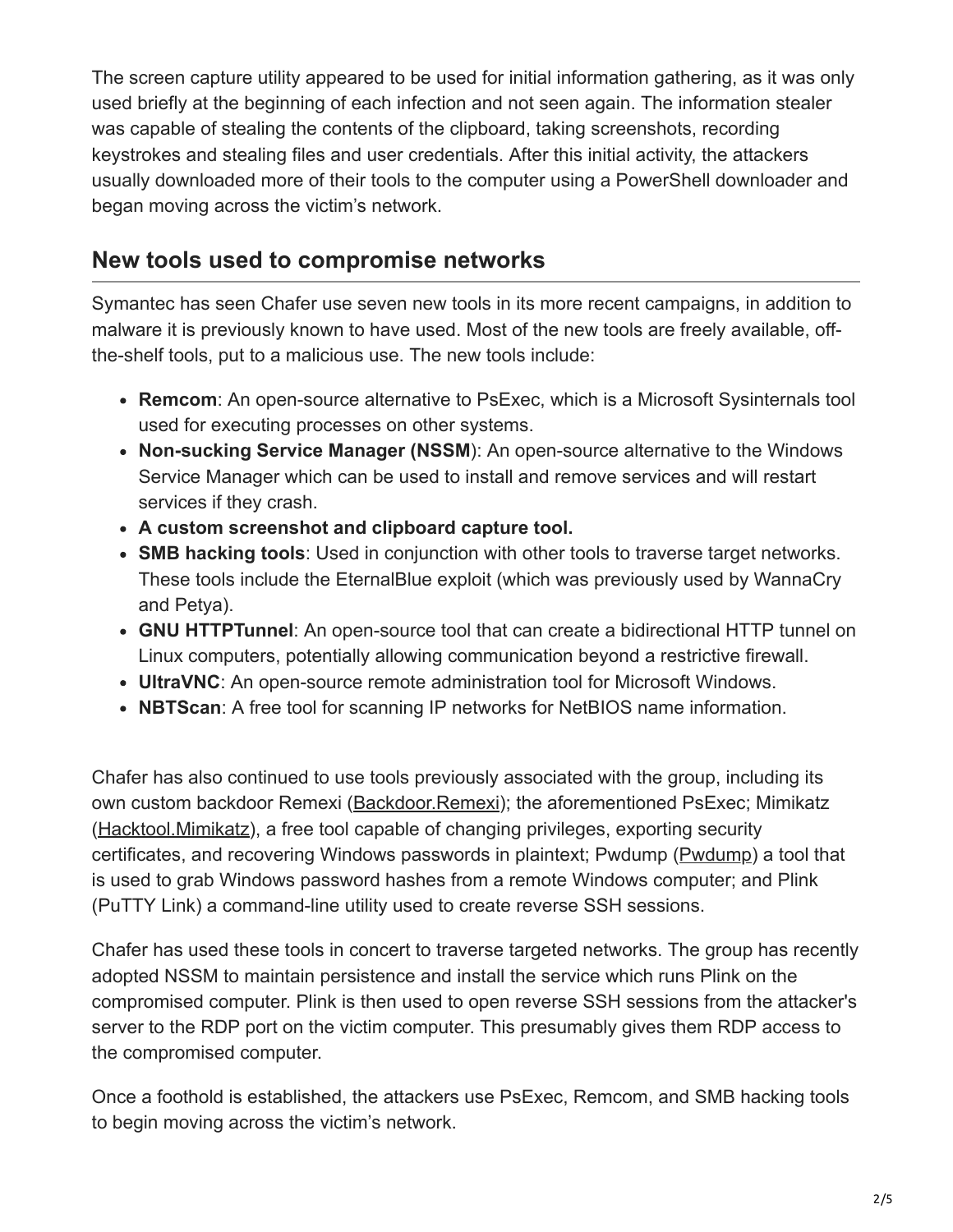The screen capture utility appeared to be used for initial information gathering, as it was only used briefly at the beginning of each infection and not seen again. The information stealer was capable of stealing the contents of the clipboard, taking screenshots, recording keystrokes and stealing files and user credentials. After this initial activity, the attackers usually downloaded more of their tools to the computer using a PowerShell downloader and began moving across the victim's network.

## New tools used to compromise networks

Symantec has seen Chafer use seven new tools in its more recent campaigns, in addition to malware it is previously known to have used. Most of the new tools are freely available, off-the-shelf tools, put to a malicious use. The new tools include:

- **Remcom**: An open-source alternative to PsExec, which is a Microsoft Sysinternals tool used for executing processes on other systems.
- **Non-sucking Service Manager (NSSM**): An open-source alternative to the Windows Service Manager which can be used to install and remove services and will restart services if they crash.
- **A custom screenshot and clipboard capture tool.**
- **SMB hacking tools**: Used in conjunction with other tools to traverse target networks. These tools include the EternalBlue exploit (which was previously used by WannaCry and Petya).
- **GNU HTTPTunnel**: An open-source tool that can create a bidirectional HTTP tunnel on Linux computers, potentially allowing communication beyond a restrictive firewall.
- **UltraVNC**: An open-source remote administration tool for Microsoft Windows.
- **NBTScan**: A free tool for scanning IP networks for NetBIOS name information.

Chafer has also continued to use tools previously associated with the group, including its own custom backdoor Remexi (Backdoor.Remexi); the aforementioned PsExec; Mimikatz (Hacktool.Mimikatz), a free tool capable of changing privileges, exporting security certificates, and recovering Windows passwords in plaintext; Pwdump (Pwdump) a tool that is used to grab Windows password hashes from a remote Windows computer; and Plink (PuTTY Link) a command-line utility used to create reverse SSH sessions.

Chafer has used these tools in concert to traverse targeted networks. The group has recently adopted NSSM to maintain persistence and install the service which runs Plink on the compromised computer. Plink is then used to open reverse SSH sessions from the attacker's server to the RDP port on the victim computer. This presumably gives them RDP access to the compromised computer.

Once a foothold is established, the attackers use PsExec, Remcom, and SMB hacking tools to begin moving across the victim's network.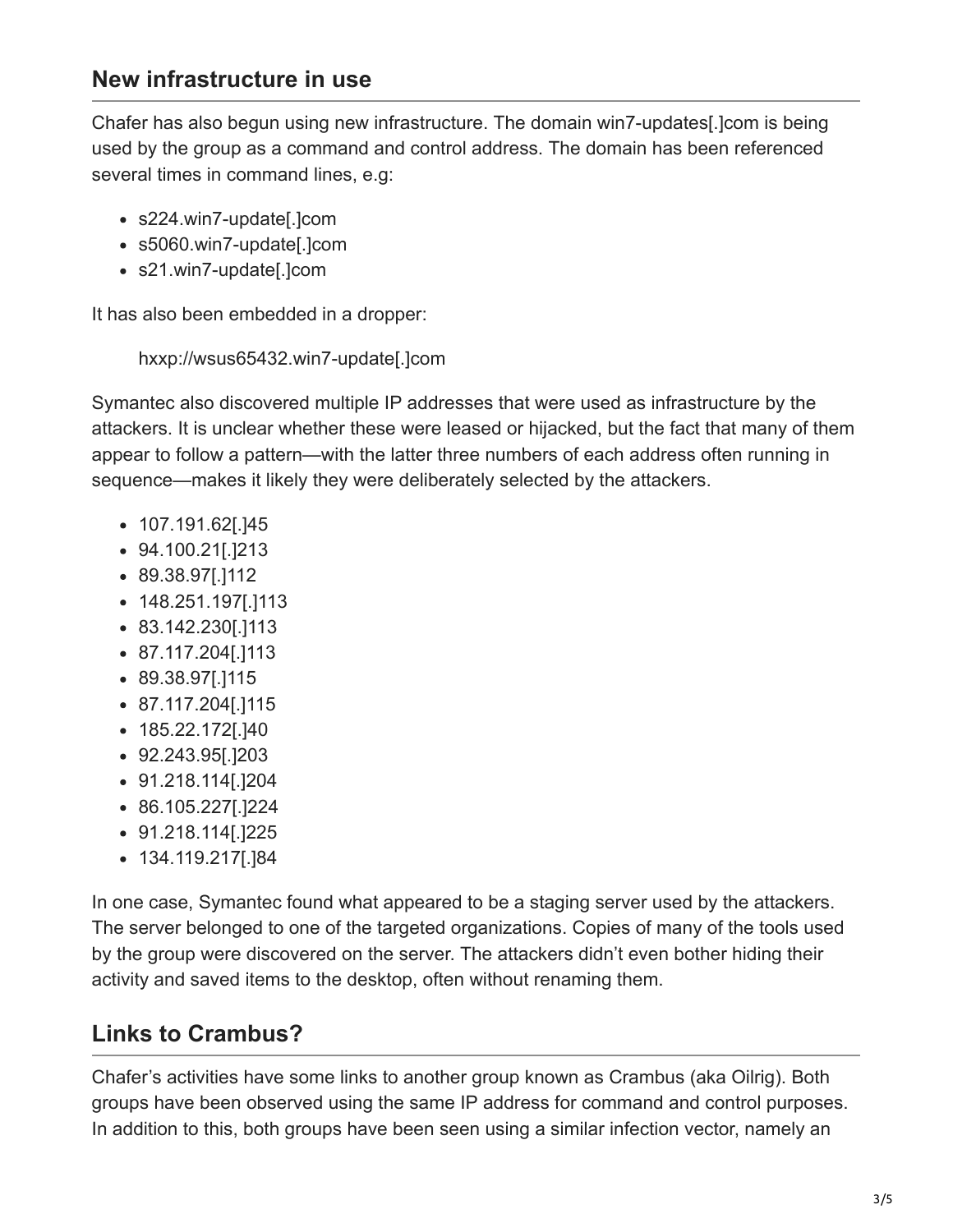## New infrastructure in use

Chafer has also begun using new infrastructure. The domain win7-updates[.]com is being used by the group as a command and control address. The domain has been referenced several times in command lines, e.g:

- s224.win7-update[.]com
- s5060.win7-update[.]com
- s21.win7-update[.]com

It has also been embedded in a dropper:

> hxxp://wsus65432.win7-update[.]com

Symantec also discovered multiple IP addresses that were used as infrastructure by the attackers. It is unclear whether these were leased or hijacked, but the fact that many of them appear to follow a pattern—with the latter three numbers of each address often running in sequence—makes it likely they were deliberately selected by the attackers.

- 107.191.62[.]45
- 94.100.21[.]213
- 89.38.97[.]112
- 148.251.197[.]113
- 83.142.230[.]113
- 87.117.204[.]113
- 89.38.97[.]115
- 87.117.204[.]115
- 185.22.172[.]40
- 92.243.95[.]203
- 91.218.114[.]204
- 86.105.227[.]224
- 91.218.114[.]225
- 134.119.217[.]84

In one case, Symantec found what appeared to be a staging server used by the attackers. The server belonged to one of the targeted organizations. Copies of many of the tools used by the group were discovered on the server. The attackers didn't even bother hiding their activity and saved items to the desktop, often without renaming them.

## Links to Crambus?

Chafer's activities have some links to another group known as Crambus (aka Oilrig). Both groups have been observed using the same IP address for command and control purposes. In addition to this, both groups have been seen using a similar infection vector, namely an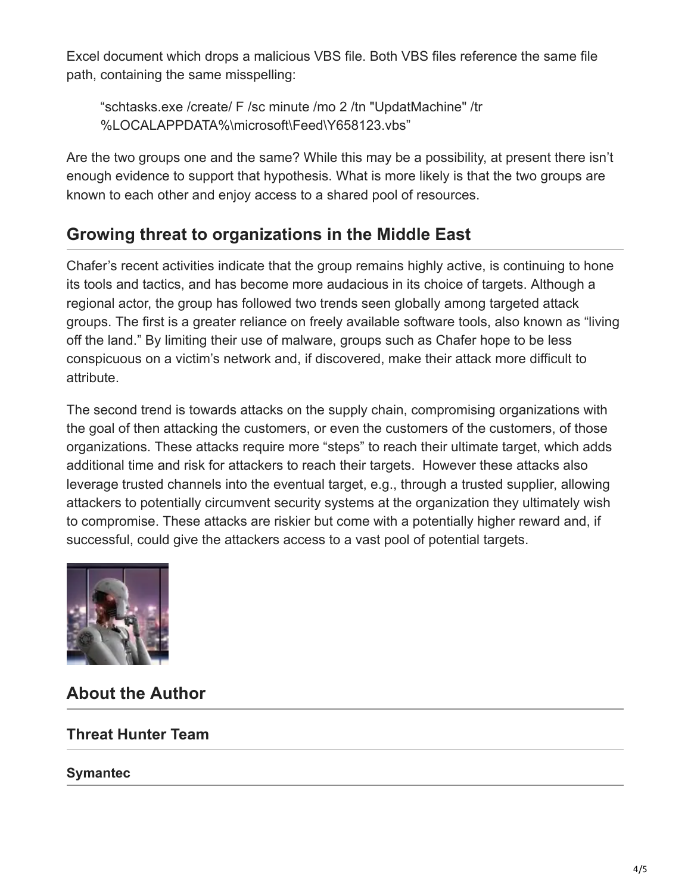Excel document which drops a malicious VBS file. Both VBS files reference the same file path, containing the same misspelling:

> “schtasks.exe /create/ F /sc minute /mo 2 /tn "UpdatMachine" /tr %LOCALAPPDATA%\microsoft\Feed\Y658123.vbs”

Are the two groups one and the same? While this may be a possibility, at present there isn’t enough evidence to support that hypothesis. What is more likely is that the two groups are known to each other and enjoy access to a shared pool of resources.

## Growing threat to organizations in the Middle East

Chafer’s recent activities indicate that the group remains highly active, is continuing to hone its tools and tactics, and has become more audacious in its choice of targets. Although a regional actor, the group has followed two trends seen globally among targeted attack groups. The first is a greater reliance on freely available software tools, also known as “living off the land.” By limiting their use of malware, groups such as Chafer hope to be less conspicuous on a victim’s network and, if discovered, make their attack more difficult to attribute.

The second trend is towards attacks on the supply chain, compromising organizations with the goal of then attacking the customers, or even the customers of the customers, of those organizations. These attacks require more “steps” to reach their ultimate target, which adds additional time and risk for attackers to reach their targets. However these attacks also leverage trusted channels into the eventual target, e.g., through a trusted supplier, allowing attackers to potentially circumvent security systems at the organization they ultimately wish to compromise. These attacks are riskier but come with a potentially higher reward and, if successful, could give the attackers access to a vast pool of potential targets.

## About the Author

### Threat Hunter Team

#### Symantec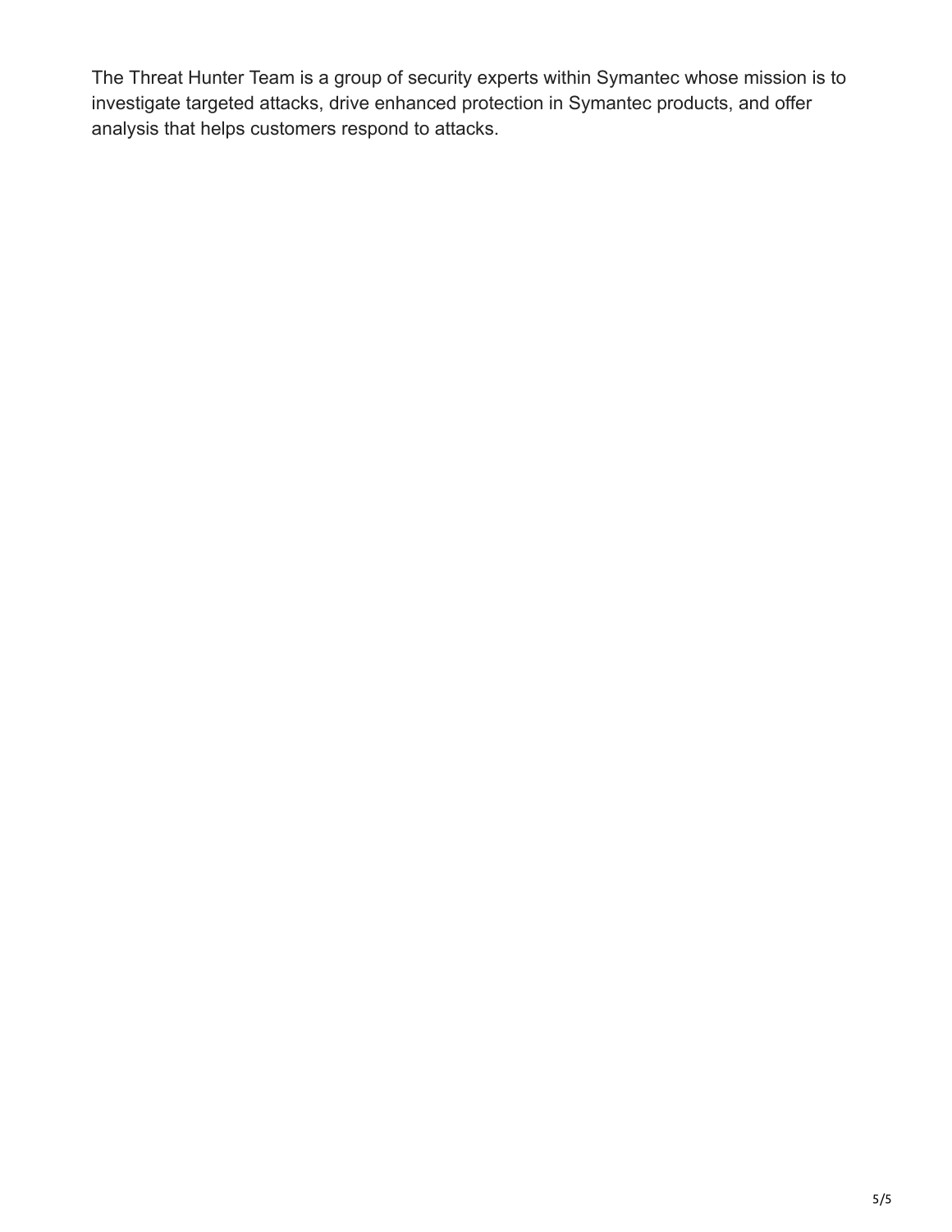The Threat Hunter Team is a group of security experts within Symantec whose mission is to investigate targeted attacks, drive enhanced protection in Symantec products, and offer analysis that helps customers respond to attacks.